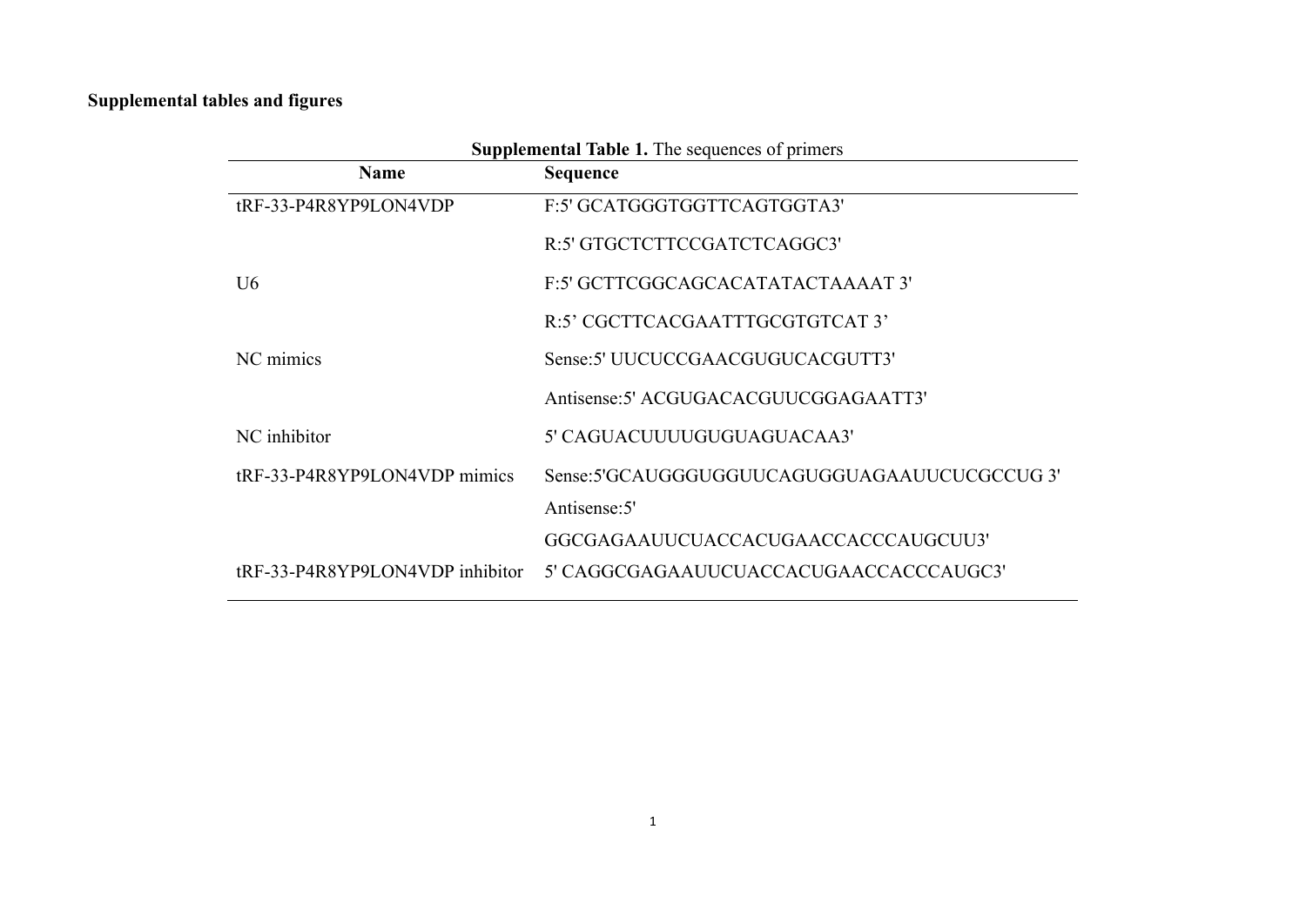**Supplemental tables and figures**

**Supplemental Table 1.** The sequences of primers

| Name | Sequence |
|---|---|
| tRF-33-P4R8YP9LON4VDP | F:5' GCATGGGTGGTTCAGTGGTA3' |
| | R:5' GTGCTCTTCCGATCTCAGGC3' |
| U6 | F:5' GCTTCGGCAGCACATATACTAAAAT 3' |
| | R:5’ CGCTTCACGAATTTGCGTGTCAT 3’ |
| NC mimics | Sense:5' UUCUCCGAACGUGUCACGUTT3' |
| | Antisense:5' ACGUGACACGUUCGGAGAATT3' |
| NC inhibitor | 5' CAGUACUUUUGUGUAGUACAA3' |
| tRF-33-P4R8YP9LON4VDP mimics | Sense:5'GCAUGGGUGGUUCAGUGGUAGAAUUCUCGCCUG 3' |
| | Antisense:5' GGCGAGAAUUCUACCACUGAACCACCCAUGCUU3' |
| tRF-33-P4R8YP9LON4VDP inhibitor | 5' CAGGCGAGAAUUCUACCACUGAACCACCCAUGC3' |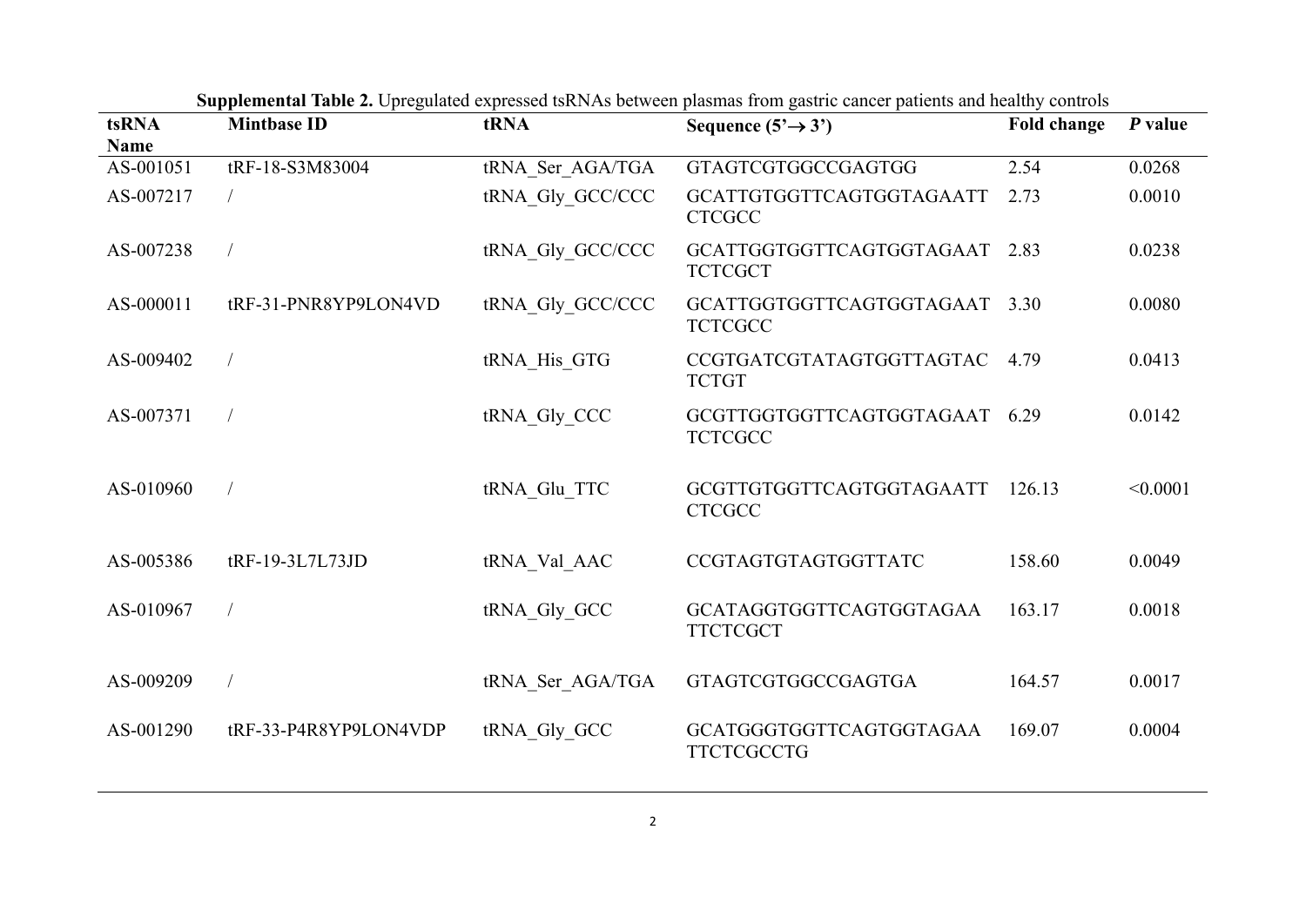**Supplemental Table 2.** Upregulated expressed tsRNAs between plasmas from gastric cancer patients and healthy controls

| tsRNA Name | Mintbase ID | tRNA | Sequence (5'→ 3') | Fold change | *P* value |
|---|---|---|---|---|---|
| AS-001051 | tRF-18-S3M83004 | tRNA_Ser_AGA/TGA | GTAGTCGTGGCCGAGTGG | 2.54 | 0.0268 |
| AS-007217 | / | tRNA_Gly_GCC/CCC | GCATTGTGGTTCAGTGGTAGAATTCTCGCC | 2.73 | 0.0010 |
| AS-007238 | / | tRNA_Gly_GCC/CCC | GCATTGGTGGTTCAGTGGTAGAATTCTCGCT | 2.83 | 0.0238 |
| AS-000011 | tRF-31-PNR8YP9LON4VD | tRNA_Gly_GCC/CCC | GCATTGGTGGTTCAGTGGTAGAATTCTCGCC | 3.30 | 0.0080 |
| AS-009402 | / | tRNA_His_GTG | CCGTGATCGTATAGTGGTTAGTACTCTGT | 4.79 | 0.0413 |
| AS-007371 | / | tRNA_Gly_CCC | GCGTTGGTGGTTCAGTGGTAGAATTCTCGCC | 6.29 | 0.0142 |
| AS-010960 | / | tRNA_Glu_TTC | GCGTTGTGGTTCAGTGGTAGAATTCTCGCC | 126.13 | <0.0001 |
| AS-005386 | tRF-19-3L7L73JD | tRNA_Val_AAC | CCGTAGTGTAGTGGTTATC | 158.60 | 0.0049 |
| AS-010967 | / | tRNA_Gly_GCC | GCATAGGTGGTTCAGTGGTAGAATTCTCGCT | 163.17 | 0.0018 |
| AS-009209 | / | tRNA_Ser_AGA/TGA | GTAGTCGTGGCCGAGTGA | 164.57 | 0.0017 |
| AS-001290 | tRF-33-P4R8YP9LON4VDP | tRNA_Gly_GCC | GCATGGGTGGTTCAGTGGTAGAATTCTCGCCTG | 169.07 | 0.0004 |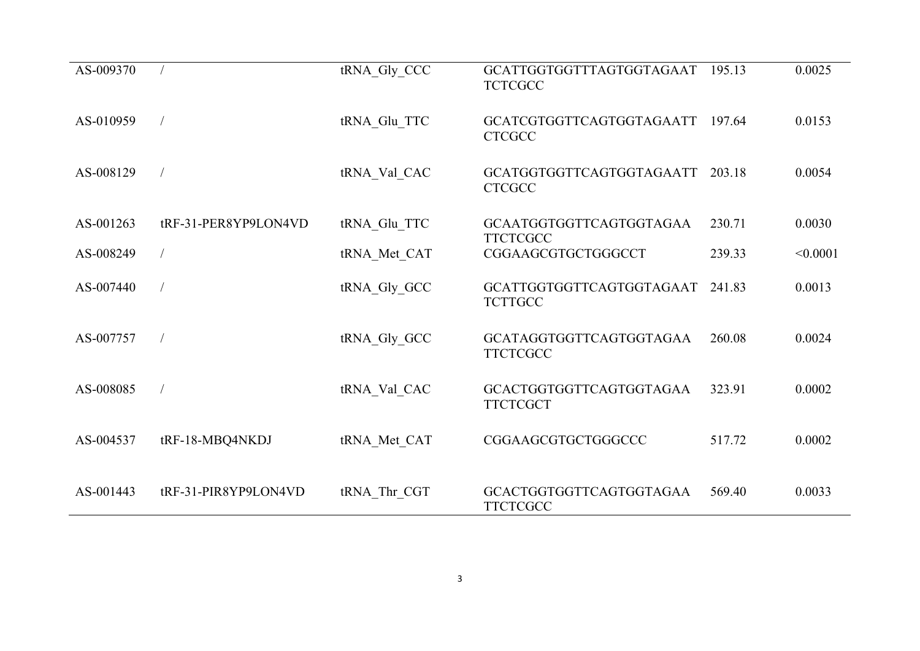| | | | | | |
|---|---|---|---|---|---|
| AS-009370 | / | tRNA_Gly_CCC | GCATTGGTGGTTTAGTGGTAGAATTCTCGCC | 195.13 | 0.0025 |
| AS-010959 | / | tRNA_Glu_TTC | GCATCGTGGTTCAGTGGTAGAATTCTCGCC | 197.64 | 0.0153 |
| AS-008129 | / | tRNA_Val_CAC | GCATGGTGGTTCAGTGGTAGAATTCTCGCC | 203.18 | 0.0054 |
| AS-001263 | tRF-31-PER8YP9LON4VD | tRNA_Glu_TTC | GCAATGGTGGTTCAGTGGTAGAATTCTCGCC | 230.71 | 0.0030 |
| AS-008249 | / | tRNA_Met_CAT | CGGAAGCGTGCTGGGCCT | 239.33 | <0.0001 |
| AS-007440 | / | tRNA_Gly_GCC | GCATTGGTGGTTCAGTGGTAGAATTCTTGCC | 241.83 | 0.0013 |
| AS-007757 | / | tRNA_Gly_GCC | GCATAGGTGGTTCAGTGGTAGAATTCTCGCC | 260.08 | 0.0024 |
| AS-008085 | / | tRNA_Val_CAC | GCACTGGTGGTTCAGTGGTAGAATTCTCGCT | 323.91 | 0.0002 |
| AS-004537 | tRF-18-MBQ4NKDJ | tRNA_Met_CAT | CGGAAGCGTGCTGGGCCC | 517.72 | 0.0002 |
| AS-001443 | tRF-31-PIR8YP9LON4VD | tRNA_Thr_CGT | GCACTGGTGGTTCAGTGGTAGAATTCTCGCC | 569.40 | 0.0033 |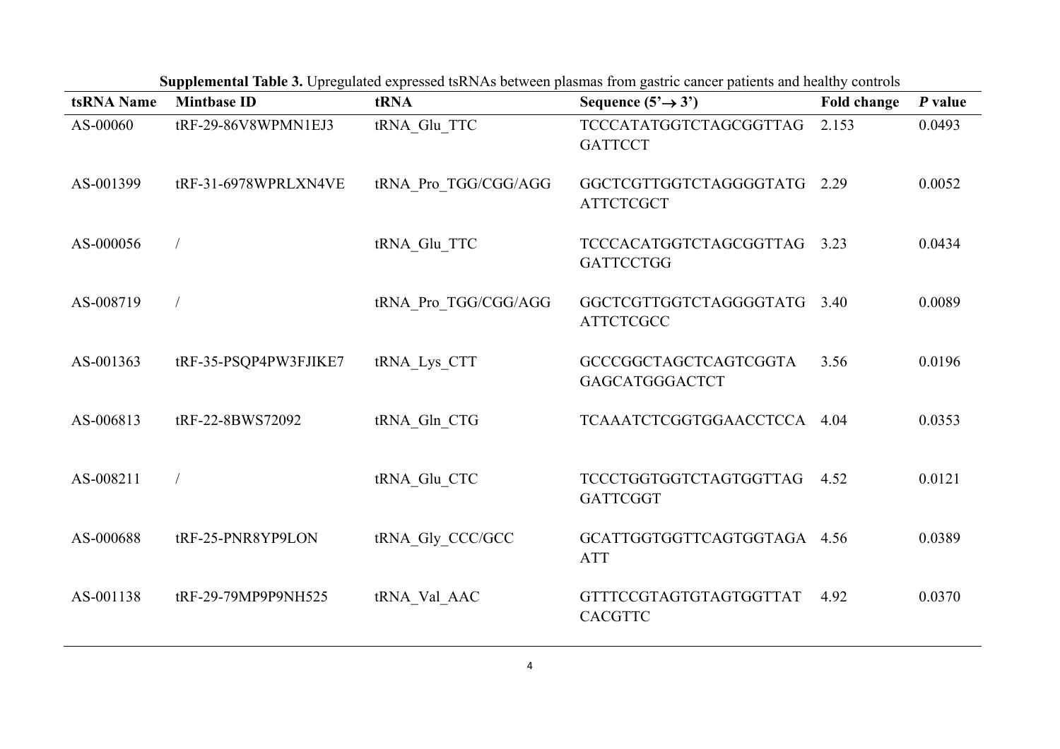**Supplemental Table 3.** Upregulated expressed tsRNAs between plasmas from gastric cancer patients and healthy controls

| tsRNA Name | Mintbase ID | tRNA | Sequence (5'→3') | Fold change | *P* value |
|---|---|---|---|---|---|
| AS-00060 | tRF-29-86V8WPMN1EJ3 | tRNA_Glu_TTC | TCCCATATGGTCTAGCGGTTAGGATTCCT | 2.153 | 0.0493 |
| AS-001399 | tRF-31-6978WPRLXN4VE | tRNA_Pro_TGG/CGG/AGG | GGCTCGTTGGTCTAGGGGTATGATTCTCGCT | 2.29 | 0.0052 |
| AS-000056 | / | tRNA_Glu_TTC | TCCCACATGGTCTAGCGGTTAGGATTCCTGG | 3.23 | 0.0434 |
| AS-008719 | / | tRNA_Pro_TGG/CGG/AGG | GGCTCGTTGGTCTAGGGGTATGATTCTCGCC | 3.40 | 0.0089 |
| AS-001363 | tRF-35-PSQP4PW3FJIKE7 | tRNA_Lys_CTT | GCCCGGCTAGCTCAGTCGGTAGAGCATGGGACTCT | 3.56 | 0.0196 |
| AS-006813 | tRF-22-8BWS72092 | tRNA_Gln_CTG | TCAAATCTCGGTGGAACCTCCA | 4.04 | 0.0353 |
| AS-008211 | / | tRNA_Glu_CTC | TCCCTGGTGGTCTAGTGGTTAGGATTCGGT | 4.52 | 0.0121 |
| AS-000688 | tRF-25-PNR8YP9LON | tRNA_Gly_CCC/GCC | GCATTGGTGGTTCAGTGGTAGAATT | 4.56 | 0.0389 |
| AS-001138 | tRF-29-79MP9P9NH525 | tRNA_Val_AAC | GTTTCCGTAGTGTAGTGGTTATCACGTTC | 4.92 | 0.0370 |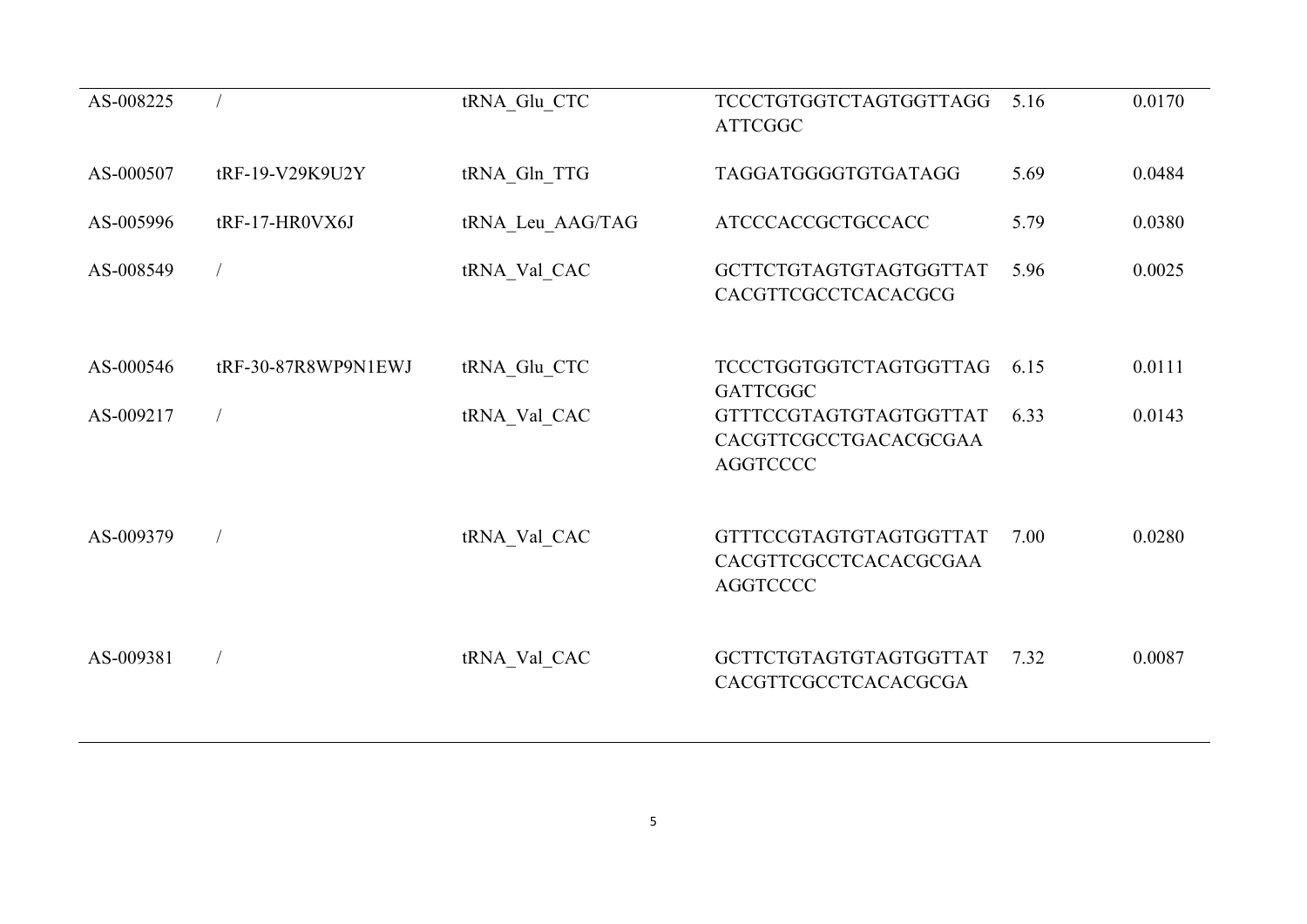| | | | | | |
|---|---|---|---|---|---|
| AS-008225 | / | tRNA_Glu_CTC | TCCCTGTGGTCTAGTGGTTAGGATTCGGC | 5.16 | 0.0170 |
| AS-000507 | tRF-19-V29K9U2Y | tRNA_Gln_TTG | TAGGATGGGGTGTGATAGG | 5.69 | 0.0484 |
| AS-005996 | tRF-17-HR0VX6J | tRNA_Leu_AAG/TAG | ATCCCACCGCTGCCACC | 5.79 | 0.0380 |
| AS-008549 | / | tRNA_Val_CAC | GCTTCTGTAGTGTAGTGGTTATCACGTTCGCCTCACACGCG | 5.96 | 0.0025 |
| AS-000546 | tRF-30-87R8WP9N1EWJ | tRNA_Glu_CTC | TCCCTGGTGGTCTAGTGGTTAGGATTCGGC | 6.15 | 0.0111 |
| AS-009217 | / | tRNA_Val_CAC | GTTTCCGTAGTGTAGTGGTTATCACGTTCGCCTGACACGCGAAAGGTCCCC | 6.33 | 0.0143 |
| AS-009379 | / | tRNA_Val_CAC | GTTTCCGTAGTGTAGTGGTTATCACGTTCGCCTCACACGCGAAAGGTCCCC | 7.00 | 0.0280 |
| AS-009381 | / | tRNA_Val_CAC | GCTTCTGTAGTGTAGTGGTTATCACGTTCGCCTCACACGCGA | 7.32 | 0.0087 |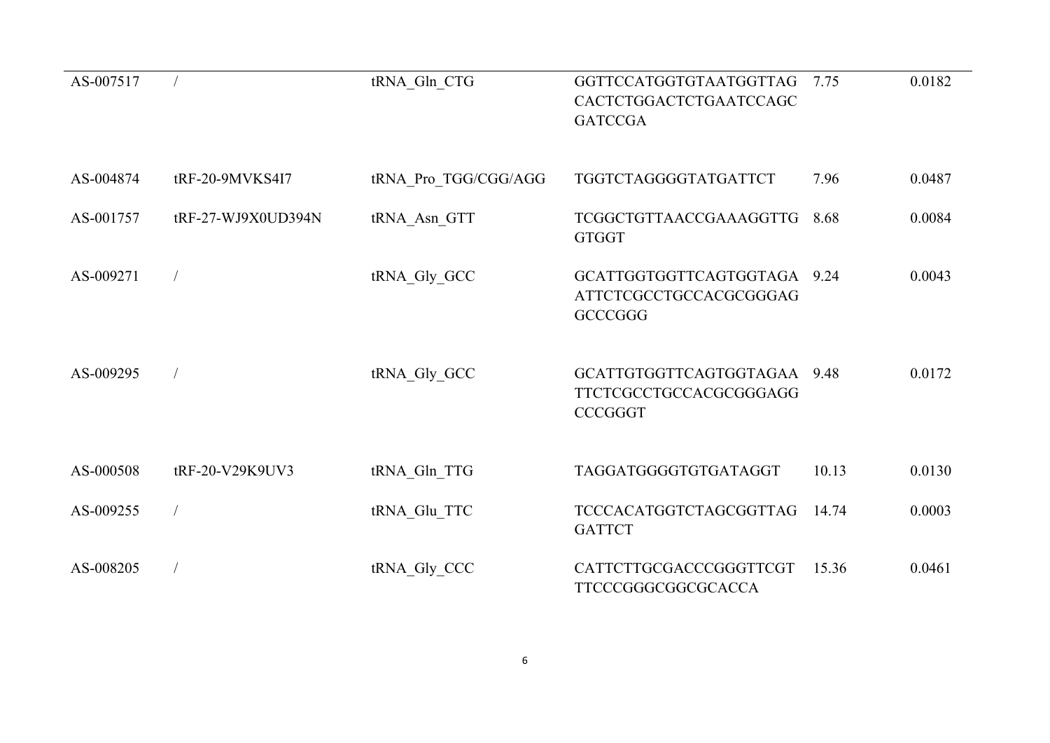| | | | | | |
|---|---|---|---|---|---|
| AS-007517 | / | tRNA_Gln_CTG | GGTTCCATGGTGTAATGGTTAGCACTCTGGACTCTGAATCCAGCGATCCGA | 7.75 | 0.0182 |
| AS-004874 | tRF-20-9MVKS4I7 | tRNA_Pro_TGG/CGG/AGG | TGGTCTAGGGGTATGATTCT | 7.96 | 0.0487 |
| AS-001757 | tRF-27-WJ9X0UD394N | tRNA_Asn_GTT | TCGGCTGTTAACCGAAAGGTTGGTGGT | 8.68 | 0.0084 |
| AS-009271 | / | tRNA_Gly_GCC | GCATTGGTGGTTCAGTGGTAGAATTCTCGCCTGCCACGCGGGAGGCCCGGG | 9.24 | 0.0043 |
| AS-009295 | / | tRNA_Gly_GCC | GCATTGTGGTTCAGTGGTAGAATTCTCGCCTGCCACGCGGGAGGCCCGGGT | 9.48 | 0.0172 |
| AS-000508 | tRF-20-V29K9UV3 | tRNA_Gln_TTG | TAGGATGGGGTGTGATAGGT | 10.13 | 0.0130 |
| AS-009255 | / | tRNA_Glu_TTC | TCCCACATGGTCTAGCGGTTAGGATTCT | 14.74 | 0.0003 |
| AS-008205 | / | tRNA_Gly_CCC | CATTCTTGCGACCCGGGTTCGTTTCCCGGGCGGCGCACCA | 15.36 | 0.0461 |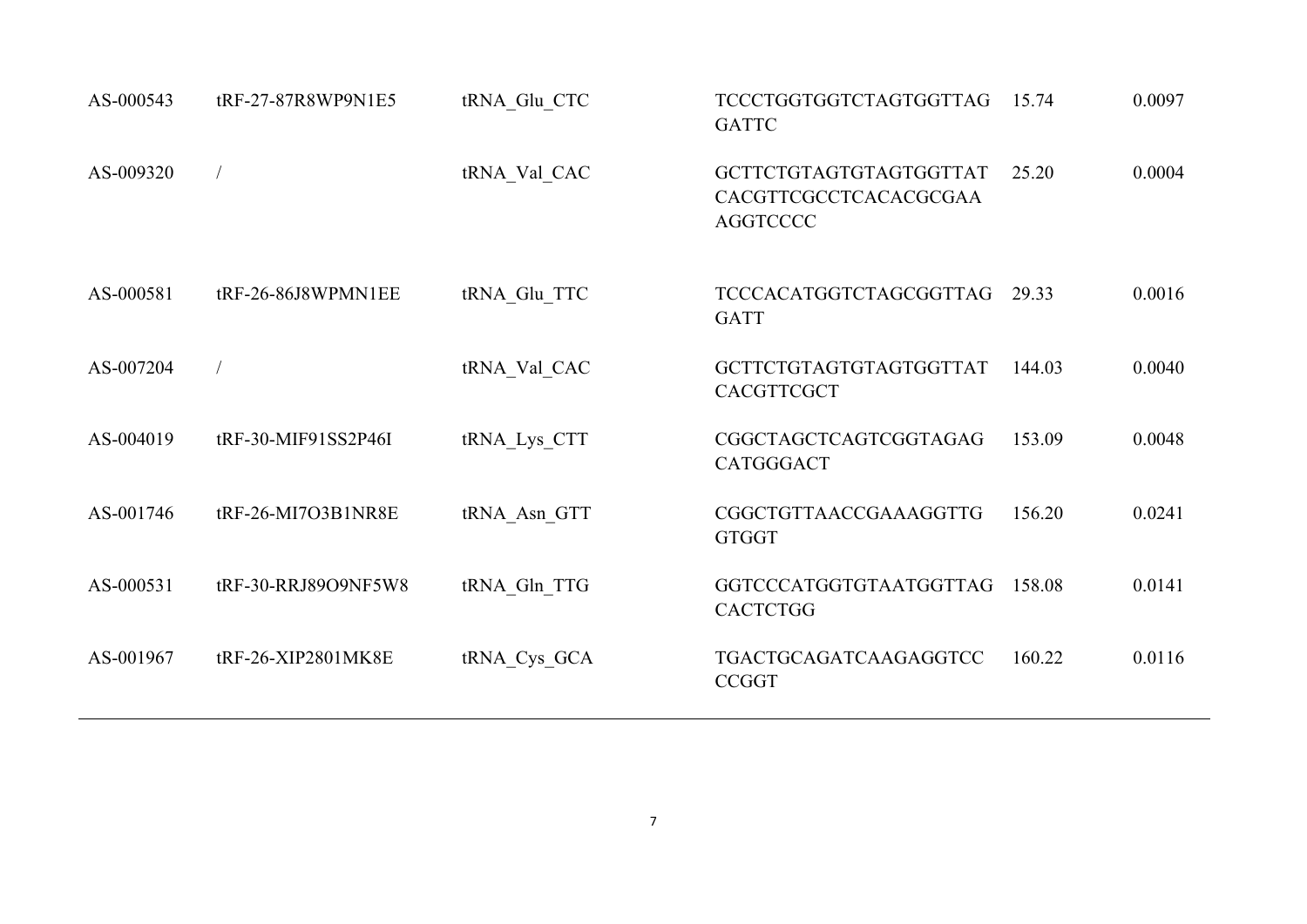| | | | | | |
|---|---|---|---|---|---|
| AS-000543 | tRF-27-87R8WP9N1E5 | tRNA_Glu_CTC | TCCCTGGTGGTCTAGTGGTTAGGATTC | 15.74 | 0.0097 |
| AS-009320 | / | tRNA_Val_CAC | GCTTCTGTAGTGTAGTGGTTATCACGTTCGCCTCACACGCGAAAGGTCCCC | 25.20 | 0.0004 |
| AS-000581 | tRF-26-86J8WPMN1EE | tRNA_Glu_TTC | TCCCACATGGTCTAGCGGTTAGGATT | 29.33 | 0.0016 |
| AS-007204 | / | tRNA_Val_CAC | GCTTCTGTAGTGTAGTGGTTATCACGTTCGCT | 144.03 | 0.0040 |
| AS-004019 | tRF-30-MIF91SS2P46I | tRNA_Lys_CTT | CGGCTAGCTCAGTCGGTAGAGCATGGGACT | 153.09 | 0.0048 |
| AS-001746 | tRF-26-MI7O3B1NR8E | tRNA_Asn_GTT | CGGCTGTTAACCGAAAGGTTGGTGGT | 156.20 | 0.0241 |
| AS-000531 | tRF-30-RRJ89O9NF5W8 | tRNA_Gln_TTG | GGTCCCATGGTGTAATGGTTAGCACTCTGG | 158.08 | 0.0141 |
| AS-001967 | tRF-26-XIP2801MK8E | tRNA_Cys_GCA | TGACTGCAGATCAAGAGGTCCCCGGT | 160.22 | 0.0116 |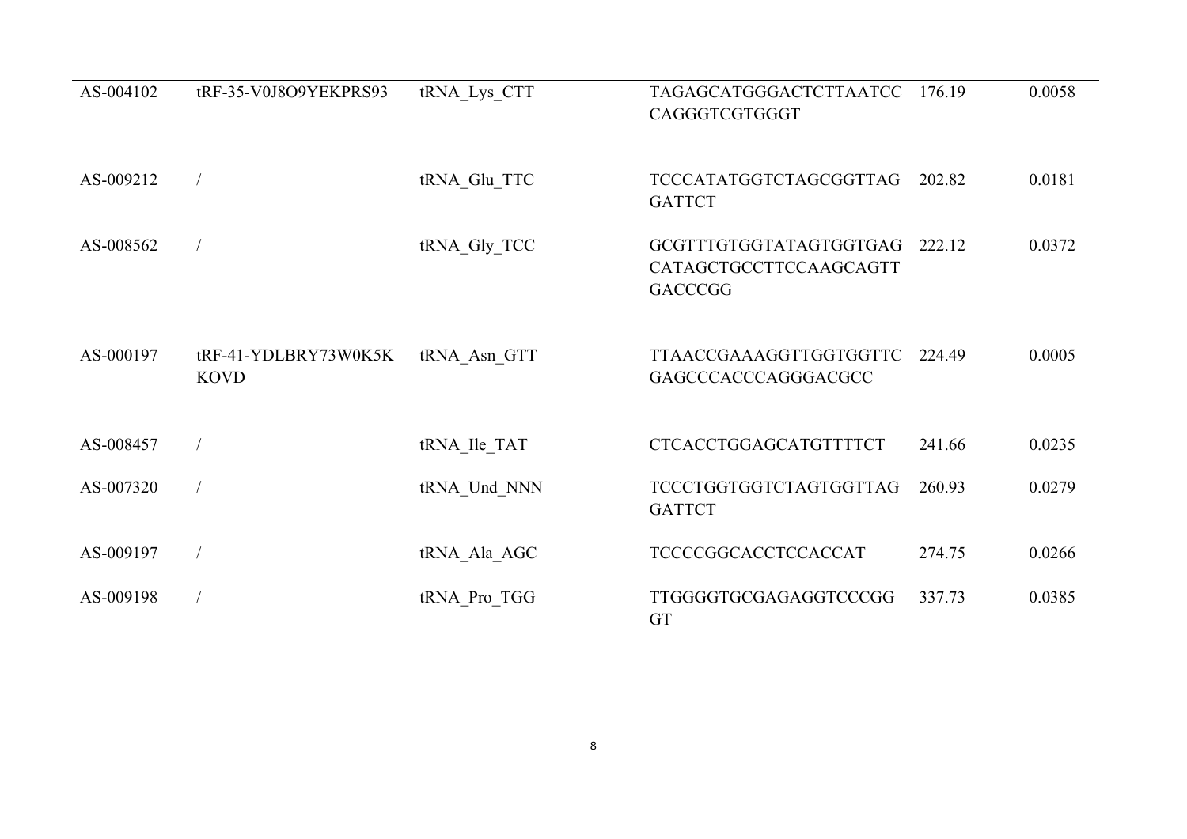| | | | | | |
|---|---|---|---|---|---|
| AS-004102 | tRF-35-V0J8O9YEKPRS93 | tRNA_Lys_CTT | TAGAGCATGGGACTCTTAATCCCAGGGTCGTGGGT | 176.19 | 0.0058 |
| AS-009212 | / | tRNA_Glu_TTC | TCCCATATGGTCTAGCGGTTAGGATTCT | 202.82 | 0.0181 |
| AS-008562 | / | tRNA_Gly_TCC | GCGTTTGTGGTATAGTGGTGAGCATAGCTGCCTTCCAAGCAGTTGACCCGG | 222.12 | 0.0372 |
| AS-000197 | tRF-41-YDLBRY73W0K5KKOVD | tRNA_Asn_GTT | TTAACCGAAAGGTTGGTGGTTCGAGCCCACCCAGGGACGCC | 224.49 | 0.0005 |
| AS-008457 | / | tRNA_Ile_TAT | CTCACCTGGAGCATGTTTTCT | 241.66 | 0.0235 |
| AS-007320 | / | tRNA_Und_NNN | TCCCTGGTGGTCTAGTGGTTAGGATTCT | 260.93 | 0.0279 |
| AS-009197 | / | tRNA_Ala_AGC | TCCCCGGCACCTCCACCAT | 274.75 | 0.0266 |
| AS-009198 | / | tRNA_Pro_TGG | TTGGGGTGCGAGAGGTCCCGGGT | 337.73 | 0.0385 |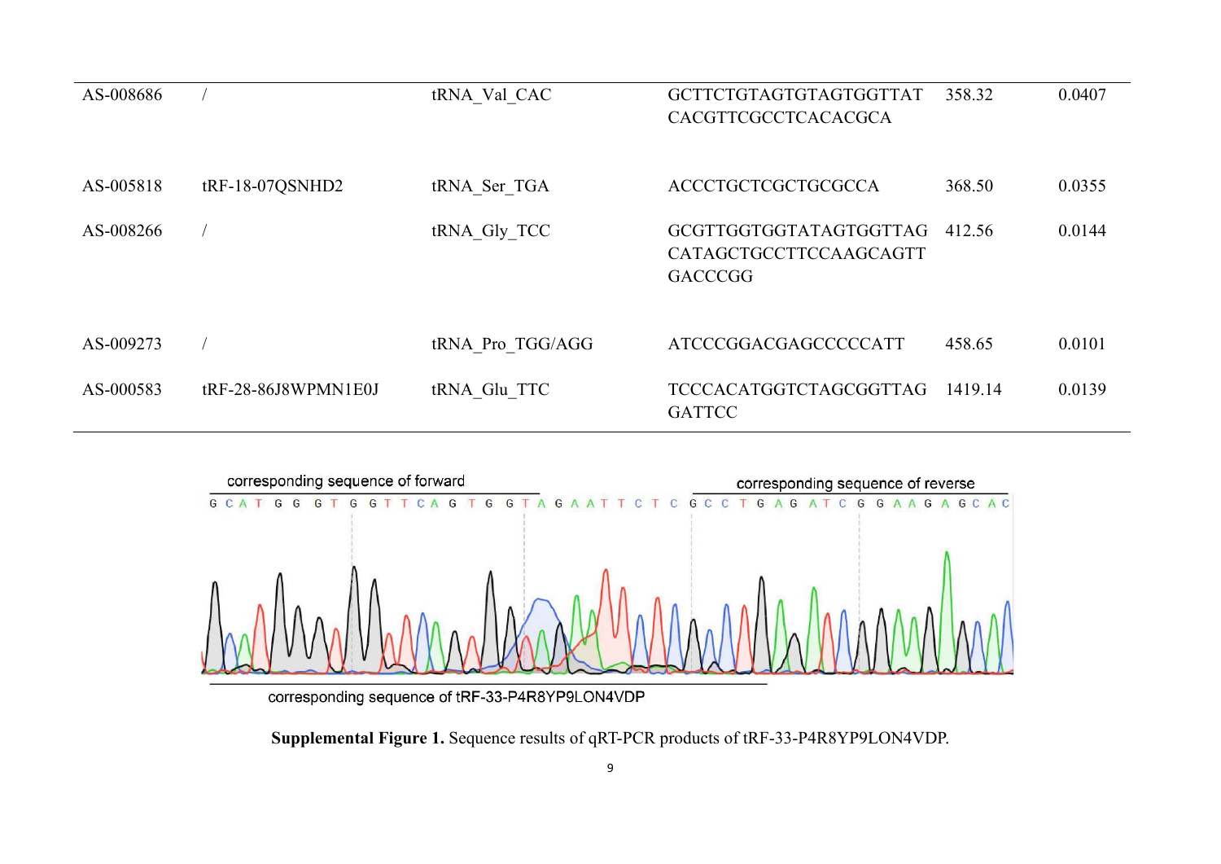| | | | | | |
|---|---|---|---|---|---|
| AS-008686 | / | tRNA_Val_CAC | GCTTCTGTAGTGTAGTGGTTAT CACGTTCGCCTCACACGCA | 358.32 | 0.0407 |
| AS-005818 | tRF-18-07QSNHD2 | tRNA_Ser_TGA | ACCCTGCTCGCTGCGCCA | 368.50 | 0.0355 |
| AS-008266 | / | tRNA_Gly_TCC | GCGTTGGTGGTATAGTGGTTAG CATAGCTGCCTTCCAAGCAGTT GACCCGG | 412.56 | 0.0144 |
| AS-009273 | / | tRNA_Pro_TGG/AGG | ATCCCGGACGAGCCCCCATT | 458.65 | 0.0101 |
| AS-000583 | tRF-28-86J8WPMN1E0J | tRNA_Glu_TTC | TCCCACATGGTCTAGCGGTTAG GATTCC | 1419.14 | 0.0139 |

corresponding sequence of forward

corresponding sequence of reverse

G C A T G G G T G G T T C A G T G G T A G A A T T C T C G C C T G A G A T C G G A A G A G C A C

corresponding sequence of tRF-33-P4R8YP9LON4VDP

**Supplemental Figure 1.** Sequence results of qRT-PCR products of tRF-33-P4R8YP9LON4VDP.